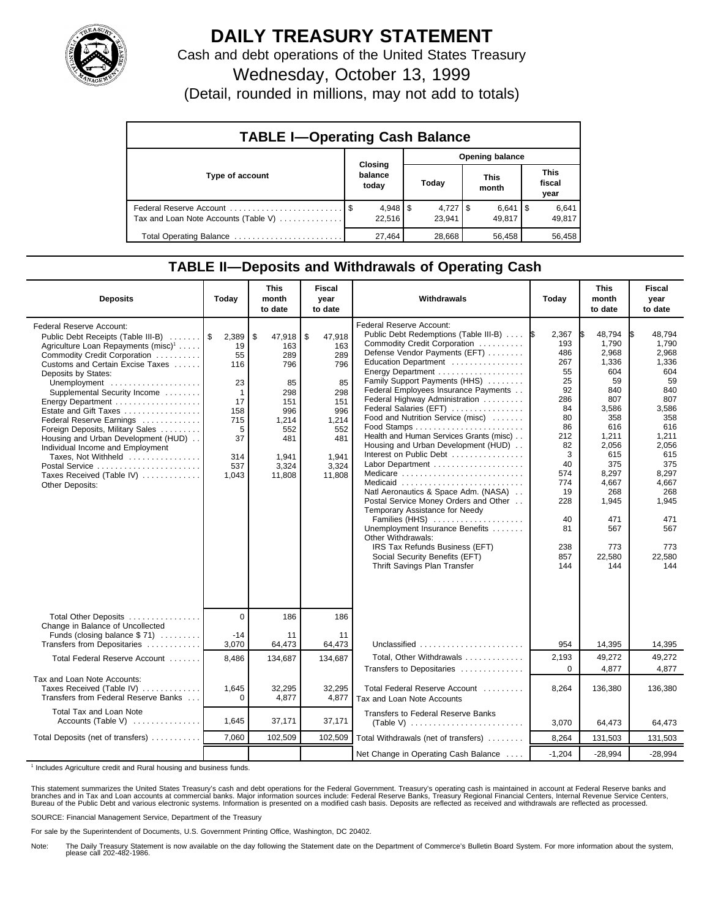# DAILY TREASURY STATEMENT

Cash and debt operations of the United States Treasury

Wednesday, October 13, 1999

(Detail, rounded in millions, may not add to totals)

## TABLE I—Operating Cash Balance

| Type of account | Closing balance today | Opening balance Today | Opening balance This month | Opening balance This fiscal year |
|---|---|---|---|---|
| Federal Reserve Account | $ 4,948 | $ 4,727 | $ 6,641 | $ 6,641 |
| Tax and Loan Note Accounts (Table V) | 22,516 | 23,941 | 49,817 | 49,817 |
| Total Operating Balance | 27,464 | 28,668 | 56,458 | 56,458 |

## TABLE II—Deposits and Withdrawals of Operating Cash

| Deposits | Today | This month to date | Fiscal year to date |
|---|---|---|---|
| Federal Reserve Account: | | | |
| Public Debt Receipts (Table III-B) | $ 2,389 | $ 47,918 | $ 47,918 |
| Agriculture Loan Repayments (misc)[1] | 19 | 163 | 163 |
| Commodity Credit Corporation | 55 | 289 | 289 |
| Customs and Certain Excise Taxes | 116 | 796 | 796 |
| Deposits by States: | | | |
| Unemployment | 23 | 85 | 85 |
| Supplemental Security Income | 1 | 298 | 298 |
| Energy Department | 17 | 151 | 151 |
| Estate and Gift Taxes | 158 | 996 | 996 |
| Federal Reserve Earnings | 715 | 1,214 | 1,214 |
| Foreign Deposits, Military Sales | 5 | 552 | 552 |
| Housing and Urban Development (HUD) | 37 | 481 | 481 |
| Individual Income and Employment Taxes, Not Withheld | 314 | 1,941 | 1,941 |
| Postal Service | 537 | 3,324 | 3,324 |
| Taxes Received (Table IV) | 1,043 | 11,808 | 11,808 |
| Other Deposits: | | | |
| Total Other Deposits | 0 | 186 | 186 |
| Change in Balance of Uncollected Funds (closing balance $ 71) | -14 | 11 | 11 |
| Transfers from Depositaries | 3,070 | 64,473 | 64,473 |
| Total Federal Reserve Account | 8,486 | 134,687 | 134,687 |
| Tax and Loan Note Accounts: | | | |
| Taxes Received (Table IV) | 1,645 | 32,295 | 32,295 |
| Transfers from Federal Reserve Banks | 0 | 4,877 | 4,877 |
| Total Tax and Loan Note Accounts (Table V) | 1,645 | 37,171 | 37,171 |
| Total Deposits (net of transfers) | 7,060 | 102,509 | 102,509 |

| Withdrawals | Today | This month to date | Fiscal year to date |
|---|---|---|---|
| Federal Reserve Account: | | | |
| Public Debt Redemptions (Table III-B) | $ 2,367 | $ 48,794 | $ 48,794 |
| Commodity Credit Corporation | 193 | 1,790 | 1,790 |
| Defense Vendor Payments (EFT) | 486 | 2,968 | 2,968 |
| Education Department | 267 | 1,336 | 1,336 |
| Energy Department | 55 | 604 | 604 |
| Family Support Payments (HHS) | 25 | 59 | 59 |
| Federal Employees Insurance Payments | 92 | 840 | 840 |
| Federal Highway Administration | 286 | 807 | 807 |
| Federal Salaries (EFT) | 84 | 3,586 | 3,586 |
| Food and Nutrition Service (misc) | 80 | 358 | 358 |
| Food Stamps | 86 | 616 | 616 |
| Health and Human Services Grants (misc) | 212 | 1,211 | 1,211 |
| Housing and Urban Development (HUD) | 82 | 2,056 | 2,056 |
| Interest on Public Debt | 3 | 615 | 615 |
| Labor Department | 40 | 375 | 375 |
| Medicare | 574 | 8,297 | 8,297 |
| Medicaid | 774 | 4,667 | 4,667 |
| Natl Aeronautics & Space Adm. (NASA) | 19 | 268 | 268 |
| Postal Service Money Orders and Other | 228 | 1,945 | 1,945 |
| Temporary Assistance for Needy Families (HHS) | 40 | 471 | 471 |
| Unemployment Insurance Benefits | 81 | 567 | 567 |
| Other Withdrawals: | | | |
| IRS Tax Refunds Business (EFT) | 238 | 773 | 773 |
| Social Security Benefits (EFT) | 857 | 22,580 | 22,580 |
| Thrift Savings Plan Transfer | 144 | 144 | 144 |
| Unclassified | 954 | 14,395 | 14,395 |
| Total, Other Withdrawals | 2,193 | 49,272 | 49,272 |
| Transfers to Depositaries | 0 | 4,877 | 4,877 |
| Total Federal Reserve Account | 8,264 | 136,380 | 136,380 |
| Tax and Loan Note Accounts | | | |
| Transfers to Federal Reserve Banks (Table V) | 3,070 | 64,473 | 64,473 |
| Total Withdrawals (net of transfers) | 8,264 | 131,503 | 131,503 |
| Net Change in Operating Cash Balance | -1,204 | -28,994 | -28,994 |

[1] Includes Agriculture credit and Rural housing and business funds.

This statement summarizes the United States Treasury's cash and debt operations for the Federal Government. Treasury's operating cash is maintained in account at Federal Reserve banks and branches and in Tax and Loan accounts at commercial banks. Major information sources include: Federal Reserve Banks, Treasury Regional Financial Centers, Internal Revenue Service Centers, Bureau of the Public Debt and various electronic systems. Information is presented on a modified cash basis. Deposits are reflected as received and withdrawals are reflected as processed.

SOURCE: Financial Management Service, Department of the Treasury

For sale by the Superintendent of Documents, U.S. Government Printing Office, Washington, DC 20402.

Note: The Daily Treasury Statement is now available on the day following the Statement date on the Department of Commerce's Bulletin Board System. For more information about the system, please call 202-482-1986.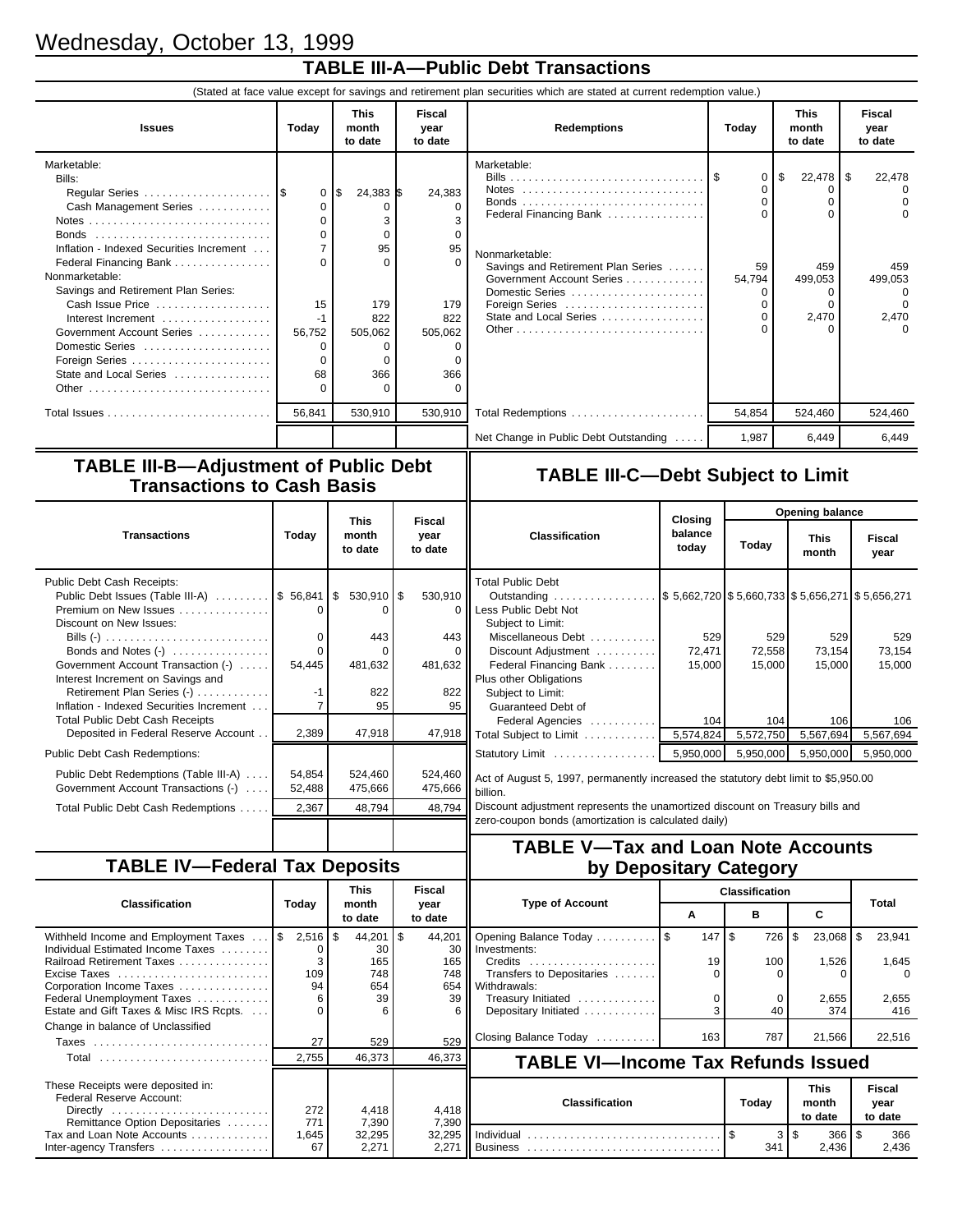Wednesday, October 13, 1999

## TABLE III-A—Public Debt Transactions

(Stated at face value except for savings and retirement plan securities which are stated at current redemption value.)

| Issues | Today | This month to date | Fiscal year to date |
|---|---|---|---|
| Marketable: | | | |
| Bills: | | | |
| Regular Series | $ 0 | $ 24,383 | $ 24,383 |
| Cash Management Series | 0 | 0 | 0 |
| Notes | 0 | 3 | 3 |
| Bonds | 0 | 0 | 0 |
| Inflation - Indexed Securities Increment | 7 | 95 | 95 |
| Federal Financing Bank | 0 | 0 | 0 |
| Nonmarketable: | | | |
| Savings and Retirement Plan Series: | | | |
| Cash Issue Price | 15 | 179 | 179 |
| Interest Increment | -1 | 822 | 822 |
| Government Account Series | 56,752 | 505,062 | 505,062 |
| Domestic Series | 0 | 0 | 0 |
| Foreign Series | 0 | 0 | 0 |
| State and Local Series | 68 | 366 | 366 |
| Other | 0 | 0 | 0 |
| Total Issues | 56,841 | 530,910 | 530,910 |

| Redemptions | Today | This month to date | Fiscal year to date |
|---|---|---|---|
| Marketable: | | | |
| Bills | $ 0 | $ 22,478 | $ 22,478 |
| Notes | 0 | 0 | 0 |
| Bonds | 0 | 0 | 0 |
| Federal Financing Bank | 0 | 0 | 0 |
| Nonmarketable: | | | |
| Savings and Retirement Plan Series | 59 | 459 | 459 |
| Government Account Series | 54,794 | 499,053 | 499,053 |
| Domestic Series | 0 | 0 | 0 |
| Foreign Series | 0 | 0 | 0 |
| State and Local Series | 0 | 2,470 | 2,470 |
| Other | 0 | 0 | 0 |
| Total Redemptions | 54,854 | 524,460 | 524,460 |
| Net Change in Public Debt Outstanding | 1,987 | 6,449 | 6,449 |

## TABLE III-B—Adjustment of Public Debt Transactions to Cash Basis

| Transactions | Today | This month to date | Fiscal year to date |
|---|---|---|---|
| Public Debt Cash Receipts: | | | |
| Public Debt Issues (Table III-A) | $ 56,841 | $ 530,910 | $ 530,910 |
| Premium on New Issues | 0 | 0 | 0 |
| Discount on New Issues: | | | |
| Bills (-) | 0 | 443 | 443 |
| Bonds and Notes (-) | 0 | 0 | 0 |
| Government Account Transaction (-) | 54,445 | 481,632 | 481,632 |
| Interest Increment on Savings and Retirement Plan Series (-) | -1 | 822 | 822 |
| Inflation - Indexed Securities Increment | 7 | 95 | 95 |
| Total Public Debt Cash Receipts Deposited in Federal Reserve Account | 2,389 | 47,918 | 47,918 |
| Public Debt Cash Redemptions: | | | |
| Public Debt Redemptions (Table III-A) | 54,854 | 524,460 | 524,460 |
| Government Account Transactions (-) | 52,488 | 475,666 | 475,666 |
| Total Public Debt Cash Redemptions | 2,367 | 48,794 | 48,794 |

## TABLE III-C—Debt Subject to Limit

| Classification | Closing balance today | Opening balance Today | Opening balance This month | Opening balance Fiscal year |
|---|---|---|---|---|
| Total Public Debt Outstanding | $ 5,662,720 | $ 5,660,733 | $ 5,656,271 | $ 5,656,271 |
| Less Public Debt Not Subject to Limit: | | | | |
| Miscellaneous Debt | 529 | 529 | 529 | 529 |
| Discount Adjustment | 72,471 | 72,558 | 73,154 | 73,154 |
| Federal Financing Bank | 15,000 | 15,000 | 15,000 | 15,000 |
| Plus other Obligations Subject to Limit: | | | | |
| Guaranteed Debt of Federal Agencies | 104 | 104 | 106 | 106 |
| Total Subject to Limit | 5,574,824 | 5,572,750 | 5,567,694 | 5,567,694 |
| Statutory Limit | 5,950,000 | 5,950,000 | 5,950,000 | 5,950,000 |

Act of August 5, 1997, permanently increased the statutory debt limit to $5,950.00 billion.

Discount adjustment represents the unamortized discount on Treasury bills and zero-coupon bonds (amortization is calculated daily)

## TABLE IV—Federal Tax Deposits

| Classification | Today | This month to date | Fiscal year to date |
|---|---|---|---|
| Withheld Income and Employment Taxes | $ 2,516 | $ 44,201 | $ 44,201 |
| Individual Estimated Income Taxes | 0 | 30 | 30 |
| Railroad Retirement Taxes | 3 | 165 | 165 |
| Excise Taxes | 109 | 748 | 748 |
| Corporation Income Taxes | 94 | 654 | 654 |
| Federal Unemployment Taxes | 6 | 39 | 39 |
| Estate and Gift Taxes & Misc IRS Rcpts. | 0 | 6 | 6 |
| Change in balance of Unclassified Taxes | 27 | 529 | 529 |
| Total | 2,755 | 46,373 | 46,373 |
| These Receipts were deposited in: | | | |
| Federal Reserve Account: | | | |
| Directly | 272 | 4,418 | 4,418 |
| Remittance Option Depositaries | 771 | 7,390 | 7,390 |
| Tax and Loan Note Accounts | 1,645 | 32,295 | 32,295 |
| Inter-agency Transfers | 67 | 2,271 | 2,271 |

## TABLE V—Tax and Loan Note Accounts by Depositary Category

| Type of Account | Classification A | Classification B | Classification C | Total |
|---|---|---|---|---|
| Opening Balance Today | $ 147 | $ 726 | $ 23,068 | $ 23,941 |
| Investments: | | | | |
| Credits | 19 | 100 | 1,526 | 1,645 |
| Transfers to Depositaries | 0 | 0 | 0 | 0 |
| Withdrawals: | | | | |
| Treasury Initiated | 0 | 0 | 2,655 | 2,655 |
| Depositary Initiated | 3 | 40 | 374 | 416 |
| Closing Balance Today | 163 | 787 | 21,566 | 22,516 |

## TABLE VI—Income Tax Refunds Issued

| Classification | Today | This month to date | Fiscal year to date |
|---|---|---|---|
| Individual | $ 3 | $ 366 | $ 366 |
| Business | 341 | 2,436 | 2,436 |